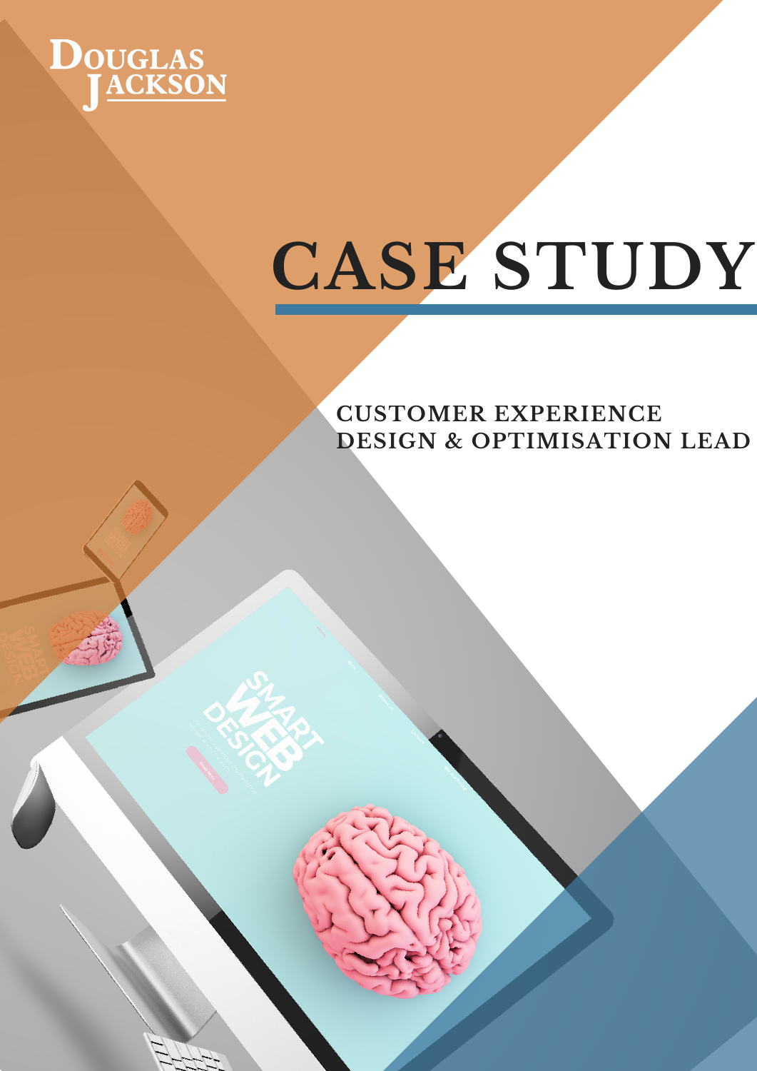Douglas Jackson

# CASE STUDY

## CUSTOMER EXPERIENCE DESIGN & OPTIMISATION LEAD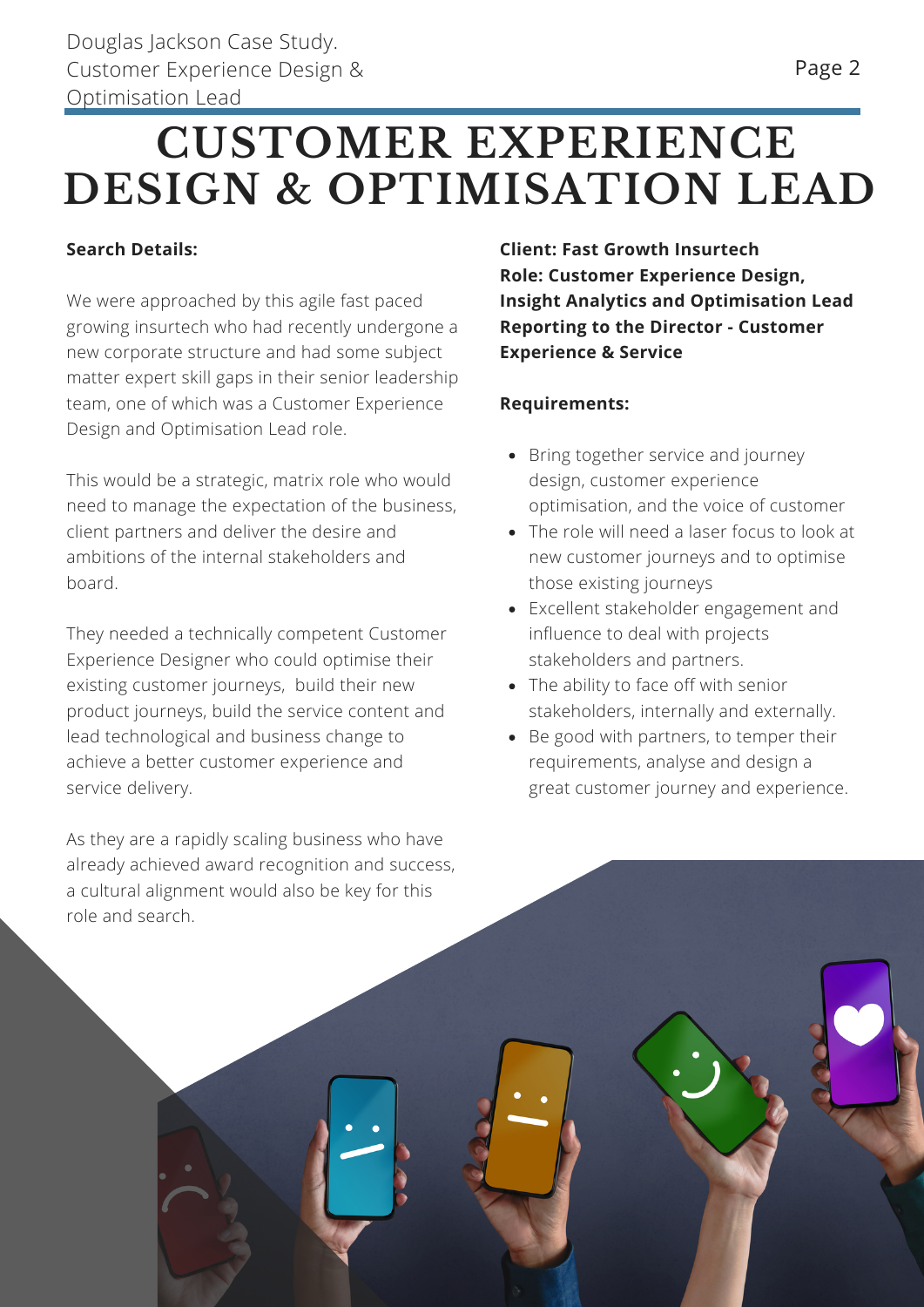# CUSTOMER EXPERIENCE DESIGN & OPTIMISATION LEAD

**Search Details:**

We were approached by this agile fast paced growing insurtech who had recently undergone a new corporate structure and had some subject matter expert skill gaps in their senior leadership team, one of which was a Customer Experience Design and Optimisation Lead role.

This would be a strategic, matrix role who would need to manage the expectation of the business, client partners and deliver the desire and ambitions of the internal stakeholders and board.

They needed a technically competent Customer Experience Designer who could optimise their existing customer journeys, build their new product journeys, build the service content and lead technological and business change to achieve a better customer experience and service delivery.

As they are a rapidly scaling business who have already achieved award recognition and success, a cultural alignment would also be key for this role and search.

**Client: Fast Growth Insurtech**
**Role: Customer Experience Design, Insight Analytics and Optimisation Lead**
**Reporting to the Director - Customer Experience & Service**

**Requirements:**

- Bring together service and journey design, customer experience optimisation, and the voice of customer
- The role will need a laser focus to look at new customer journeys and to optimise those existing journeys
- Excellent stakeholder engagement and influence to deal with projects stakeholders and partners.
- The ability to face off with senior stakeholders, internally and externally.
- Be good with partners, to temper their requirements, analyse and design a great customer journey and experience.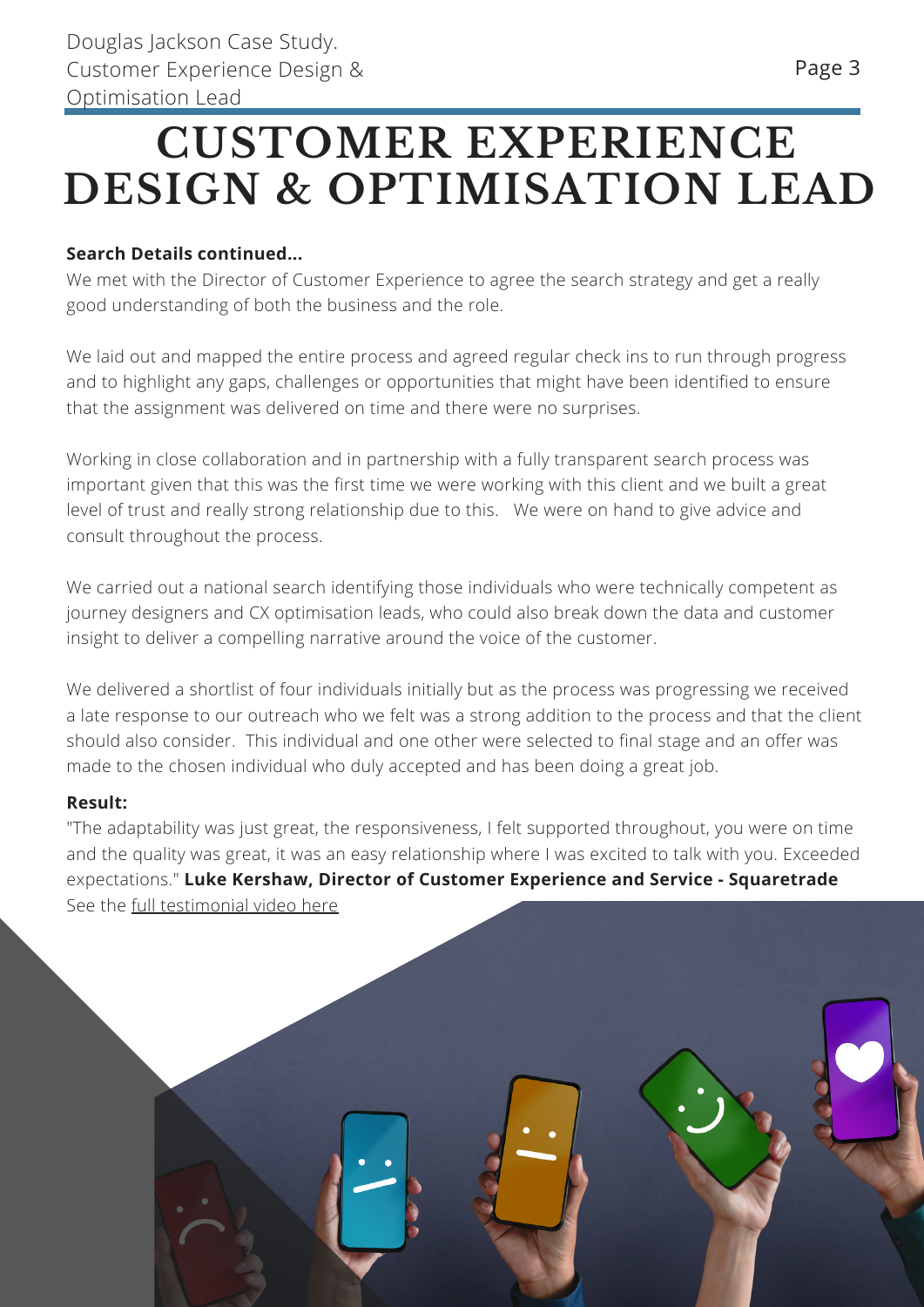// Document: fc8397c026a3, page 3 of 3
# CUSTOMER EXPERIENCE DESIGN & OPTIMISATION LEAD

**Search Details continued...**

We met with the Director of Customer Experience to agree the search strategy and get a really good understanding of both the business and the role.

We laid out and mapped the entire process and agreed regular check ins to run through progress and to highlight any gaps, challenges or opportunities that might have been identified to ensure that the assignment was delivered on time and there were no surprises.

Working in close collaboration and in partnership with a fully transparent search process was important given that this was the first time we were working with this client and we built a great level of trust and really strong relationship due to this. We were on hand to give advice and consult throughout the process.

We carried out a national search identifying those individuals who were technically competent as journey designers and CX optimisation leads, who could also break down the data and customer insight to deliver a compelling narrative around the voice of the customer.

We delivered a shortlist of four individuals initially but as the process was progressing we received a late response to our outreach who we felt was a strong addition to the process and that the client should also consider. This individual and one other were selected to final stage and an offer was made to the chosen individual who duly accepted and has been doing a great job.

**Result:**

"The adaptability was just great, the responsiveness, I felt supported throughout, you were on time and the quality was great, it was an easy relationship where I was excited to talk with you. Exceeded expectations." **Luke Kershaw, Director of Customer Experience and Service - Squaretrade**

See the full testimonial video here